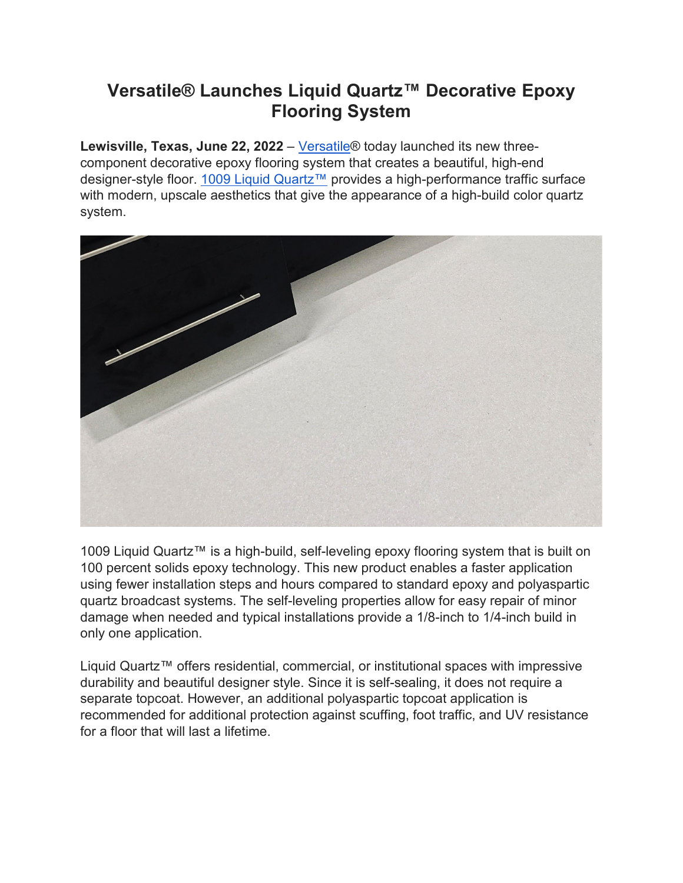# Versatile® Launches Liquid Quartz™ Decorative Epoxy Flooring System

**Lewisville, Texas, June 22, 2022** – Versatile® today launched its new three-component decorative epoxy flooring system that creates a beautiful, high-end designer-style floor. 1009 Liquid Quartz™ provides a high-performance traffic surface with modern, upscale aesthetics that give the appearance of a high-build color quartz system.

1009 Liquid Quartz™ is a high-build, self-leveling epoxy flooring system that is built on 100 percent solids epoxy technology. This new product enables a faster application using fewer installation steps and hours compared to standard epoxy and polyaspartic quartz broadcast systems. The self-leveling properties allow for easy repair of minor damage when needed and typical installations provide a 1/8-inch to 1/4-inch build in only one application.

Liquid Quartz™ offers residential, commercial, or institutional spaces with impressive durability and beautiful designer style. Since it is self-sealing, it does not require a separate topcoat. However, an additional polyaspartic topcoat application is recommended for additional protection against scuffing, foot traffic, and UV resistance for a floor that will last a lifetime.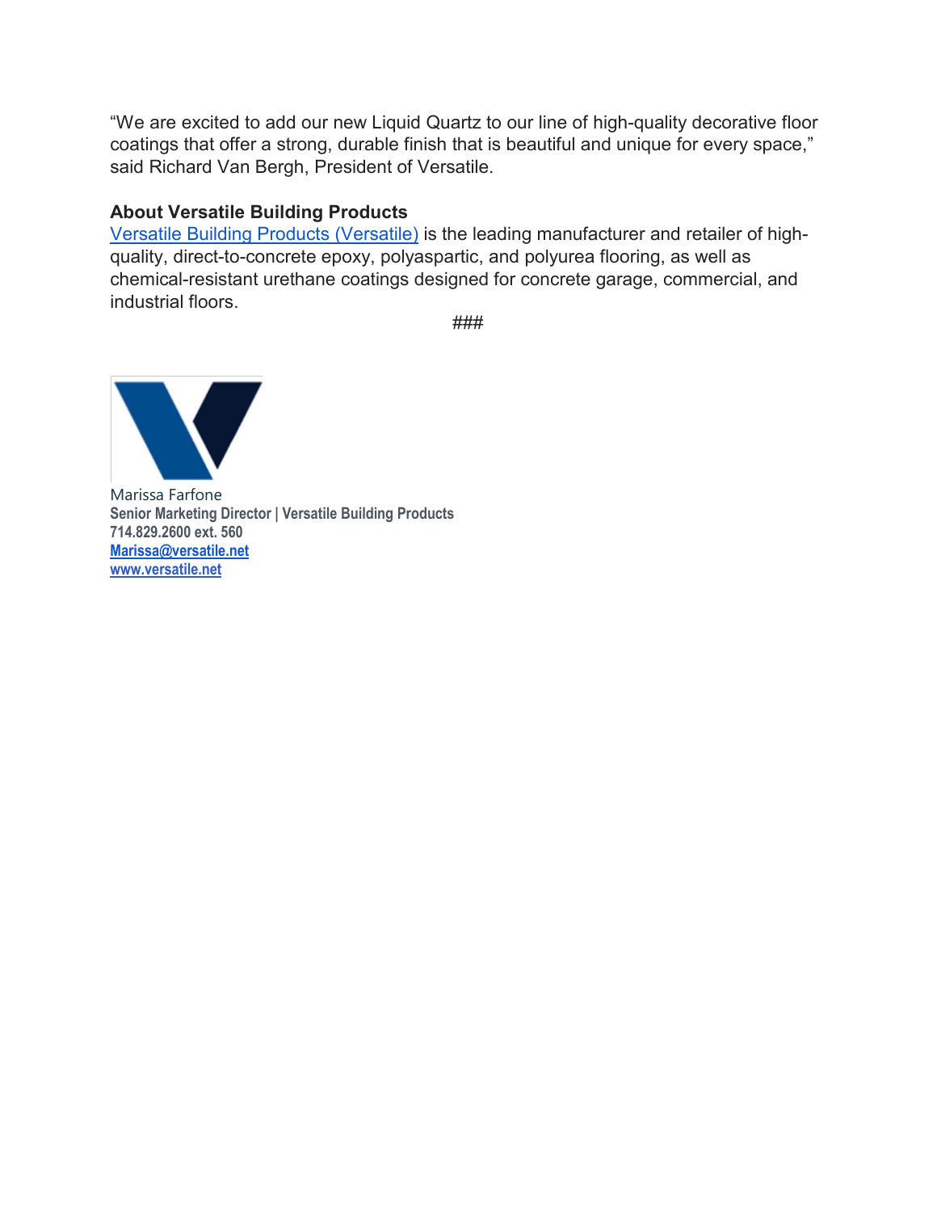"We are excited to add our new Liquid Quartz to our line of high-quality decorative floor coatings that offer a strong, durable finish that is beautiful and unique for every space," said Richard Van Bergh, President of Versatile.

**About Versatile Building Products**

Versatile Building Products (Versatile) is the leading manufacturer and retailer of high-quality, direct-to-concrete epoxy, polyaspartic, and polyurea flooring, as well as chemical-resistant urethane coatings designed for concrete garage, commercial, and industrial floors.

###

Marissa Farfone
**Senior Marketing Director | Versatile Building Products**
**714.829.2600 ext. 560**
**Marissa@versatile.net**
**www.versatile.net**